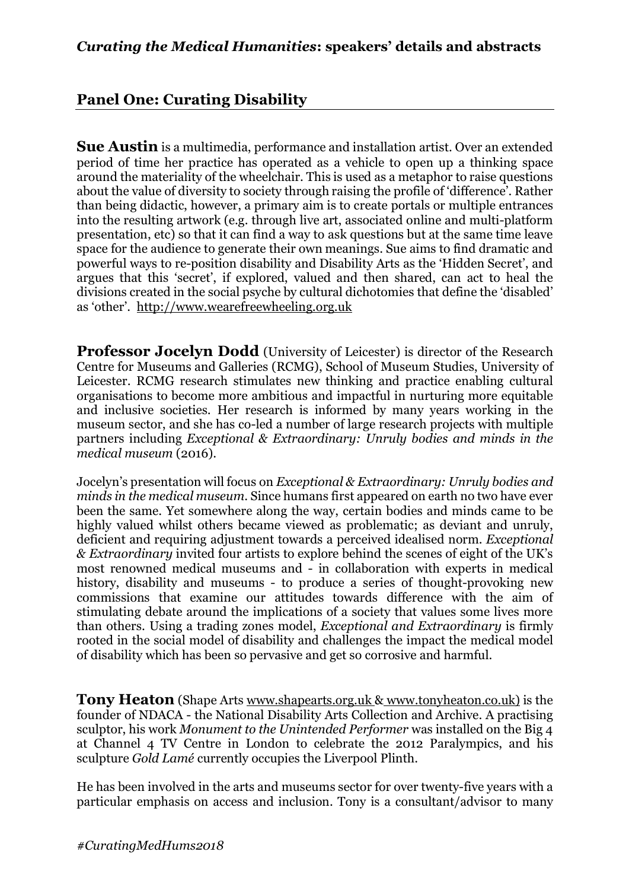## *Curating the Medical Humanities*: speakers' details and abstracts

### Panel One: Curating Disability

**Sue Austin** is a multimedia, performance and installation artist. Over an extended period of time her practice has operated as a vehicle to open up a thinking space around the materiality of the wheelchair. This is used as a metaphor to raise questions about the value of diversity to society through raising the profile of 'difference'. Rather than being didactic, however, a primary aim is to create portals or multiple entrances into the resulting artwork (e.g. through live art, associated online and multi-platform presentation, etc) so that it can find a way to ask questions but at the same time leave space for the audience to generate their own meanings. Sue aims to find dramatic and powerful ways to re-position disability and Disability Arts as the 'Hidden Secret', and argues that this 'secret', if explored, valued and then shared, can act to heal the divisions created in the social psyche by cultural dichotomies that define the 'disabled' as 'other'. http://www.wearefreewheeling.org.uk

**Professor Jocelyn Dodd** (University of Leicester) is director of the Research Centre for Museums and Galleries (RCMG), School of Museum Studies, University of Leicester. RCMG research stimulates new thinking and practice enabling cultural organisations to become more ambitious and impactful in nurturing more equitable and inclusive societies. Her research is informed by many years working in the museum sector, and she has co-led a number of large research projects with multiple partners including *Exceptional & Extraordinary: Unruly bodies and minds in the medical museum* (2016).

Jocelyn's presentation will focus on *Exceptional & Extraordinary: Unruly bodies and minds in the medical museum.* Since humans first appeared on earth no two have ever been the same. Yet somewhere along the way, certain bodies and minds came to be highly valued whilst others became viewed as problematic; as deviant and unruly, deficient and requiring adjustment towards a perceived idealised norm. *Exceptional & Extraordinary* invited four artists to explore behind the scenes of eight of the UK's most renowned medical museums and - in collaboration with experts in medical history, disability and museums - to produce a series of thought-provoking new commissions that examine our attitudes towards difference with the aim of stimulating debate around the implications of a society that values some lives more than others. Using a trading zones model, *Exceptional and Extraordinary* is firmly rooted in the social model of disability and challenges the impact the medical model of disability which has been so pervasive and get so corrosive and harmful.

**Tony Heaton** (Shape Arts www.shapearts.org.uk & www.tonyheaton.co.uk) is the founder of NDACA - the National Disability Arts Collection and Archive. A practising sculptor, his work *Monument to the Unintended Performer* was installed on the Big 4 at Channel 4 TV Centre in London to celebrate the 2012 Paralympics, and his sculpture *Gold Lamé* currently occupies the Liverpool Plinth.

He has been involved in the arts and museums sector for over twenty-five years with a particular emphasis on access and inclusion. Tony is a consultant/advisor to many

*#CuratingMedHums2018*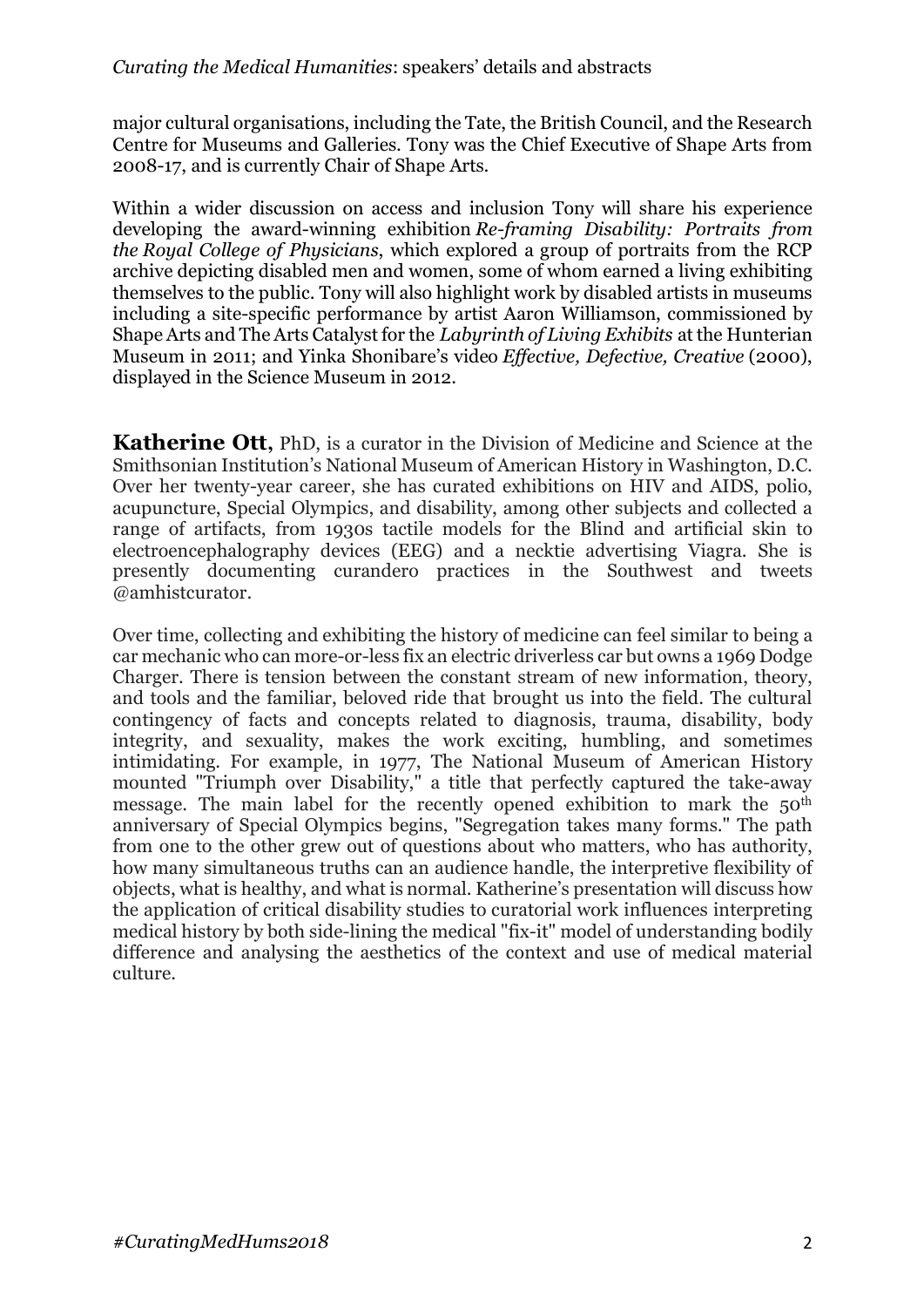major cultural organisations, including the Tate, the British Council, and the Research Centre for Museums and Galleries. Tony was the Chief Executive of Shape Arts from 2008-17, and is currently Chair of Shape Arts.

Within a wider discussion on access and inclusion Tony will share his experience developing the award-winning exhibition *Re-framing Disability: Portraits from the Royal College of Physicians*, which explored a group of portraits from the RCP archive depicting disabled men and women, some of whom earned a living exhibiting themselves to the public. Tony will also highlight work by disabled artists in museums including a site-specific performance by artist Aaron Williamson, commissioned by Shape Arts and The Arts Catalyst for the *Labyrinth of Living Exhibits* at the Hunterian Museum in 2011; and Yinka Shonibare's video *Effective, Defective, Creative* (2000), displayed in the Science Museum in 2012.

**Katherine Ott,** PhD, is a curator in the Division of Medicine and Science at the Smithsonian Institution's National Museum of American History in Washington, D.C. Over her twenty-year career, she has curated exhibitions on HIV and AIDS, polio, acupuncture, Special Olympics, and disability, among other subjects and collected a range of artifacts, from 1930s tactile models for the Blind and artificial skin to electroencephalography devices (EEG) and a necktie advertising Viagra. She is presently documenting curandero practices in the Southwest and tweets @amhistcurator.

Over time, collecting and exhibiting the history of medicine can feel similar to being a car mechanic who can more-or-less fix an electric driverless car but owns a 1969 Dodge Charger. There is tension between the constant stream of new information, theory, and tools and the familiar, beloved ride that brought us into the field. The cultural contingency of facts and concepts related to diagnosis, trauma, disability, body integrity, and sexuality, makes the work exciting, humbling, and sometimes intimidating. For example, in 1977, The National Museum of American History mounted "Triumph over Disability," a title that perfectly captured the take-away message. The main label for the recently opened exhibition to mark the 50th anniversary of Special Olympics begins, "Segregation takes many forms." The path from one to the other grew out of questions about who matters, who has authority, how many simultaneous truths can an audience handle, the interpretive flexibility of objects, what is healthy, and what is normal. Katherine's presentation will discuss how the application of critical disability studies to curatorial work influences interpreting medical history by both side-lining the medical "fix-it" model of understanding bodily difference and analysing the aesthetics of the context and use of medical material culture.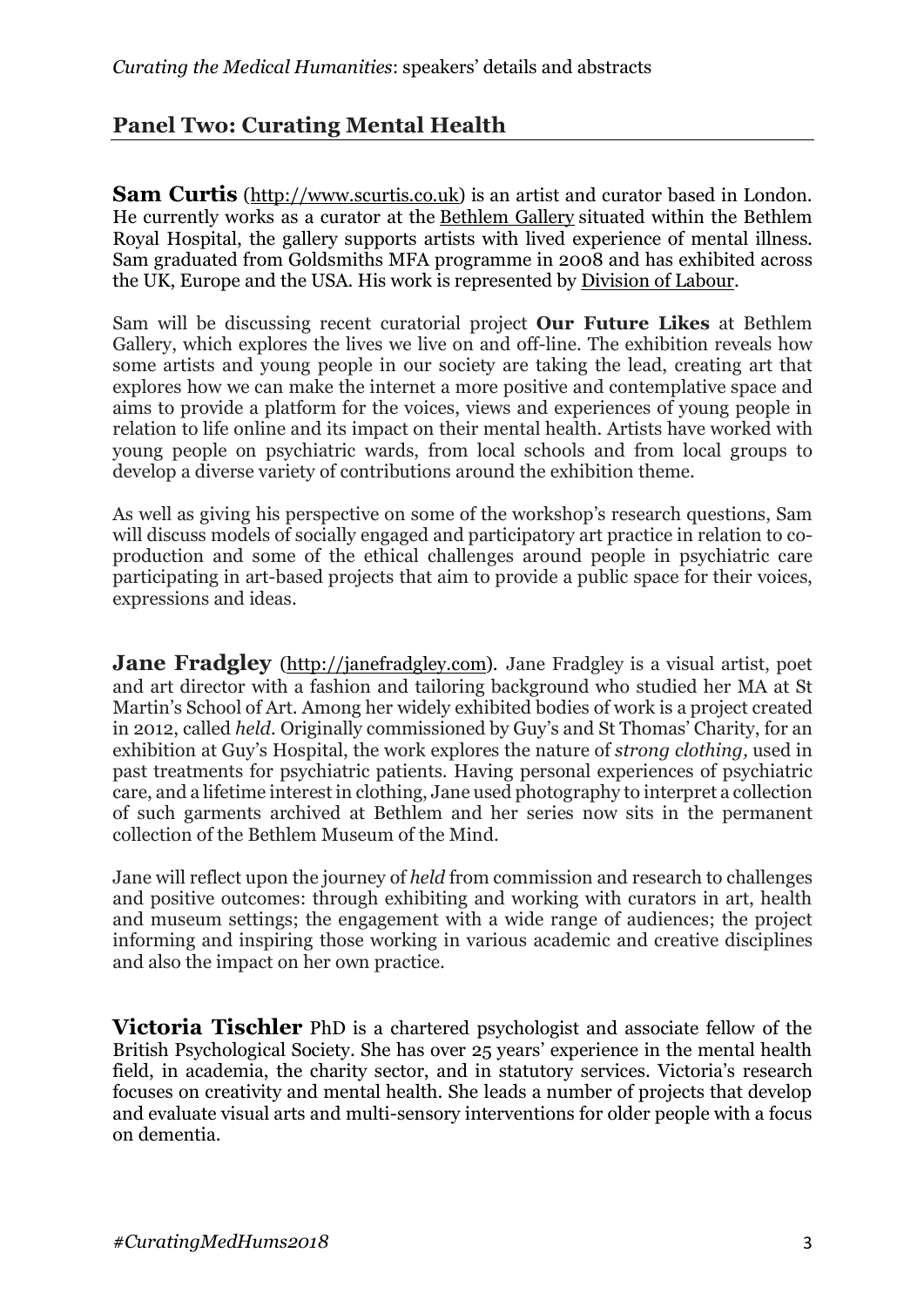## Panel Two: Curating Mental Health

**Sam Curtis** (http://www.scurtis.co.uk) is an artist and curator based in London. He currently works as a curator at the Bethlem Gallery situated within the Bethlem Royal Hospital, the gallery supports artists with lived experience of mental illness. Sam graduated from Goldsmiths MFA programme in 2008 and has exhibited across the UK, Europe and the USA. His work is represented by Division of Labour.

Sam will be discussing recent curatorial project **Our Future Likes** at Bethlem Gallery, which explores the lives we live on and off-line. The exhibition reveals how some artists and young people in our society are taking the lead, creating art that explores how we can make the internet a more positive and contemplative space and aims to provide a platform for the voices, views and experiences of young people in relation to life online and its impact on their mental health. Artists have worked with young people on psychiatric wards, from local schools and from local groups to develop a diverse variety of contributions around the exhibition theme.

As well as giving his perspective on some of the workshop's research questions, Sam will discuss models of socially engaged and participatory art practice in relation to co-production and some of the ethical challenges around people in psychiatric care participating in art-based projects that aim to provide a public space for their voices, expressions and ideas.

**Jane Fradgley** (http://janefradgley.com). Jane Fradgley is a visual artist, poet and art director with a fashion and tailoring background who studied her MA at St Martin's School of Art. Among her widely exhibited bodies of work is a project created in 2012, called *held*. Originally commissioned by Guy's and St Thomas' Charity, for an exhibition at Guy's Hospital, the work explores the nature of *strong clothing*, used in past treatments for psychiatric patients. Having personal experiences of psychiatric care, and a lifetime interest in clothing, Jane used photography to interpret a collection of such garments archived at Bethlem and her series now sits in the permanent collection of the Bethlem Museum of the Mind.

Jane will reflect upon the journey of *held* from commission and research to challenges and positive outcomes: through exhibiting and working with curators in art, health and museum settings; the engagement with a wide range of audiences; the project informing and inspiring those working in various academic and creative disciplines and also the impact on her own practice.

**Victoria Tischler** PhD is a chartered psychologist and associate fellow of the British Psychological Society. She has over 25 years' experience in the mental health field, in academia, the charity sector, and in statutory services. Victoria's research focuses on creativity and mental health. She leads a number of projects that develop and evaluate visual arts and multi-sensory interventions for older people with a focus on dementia.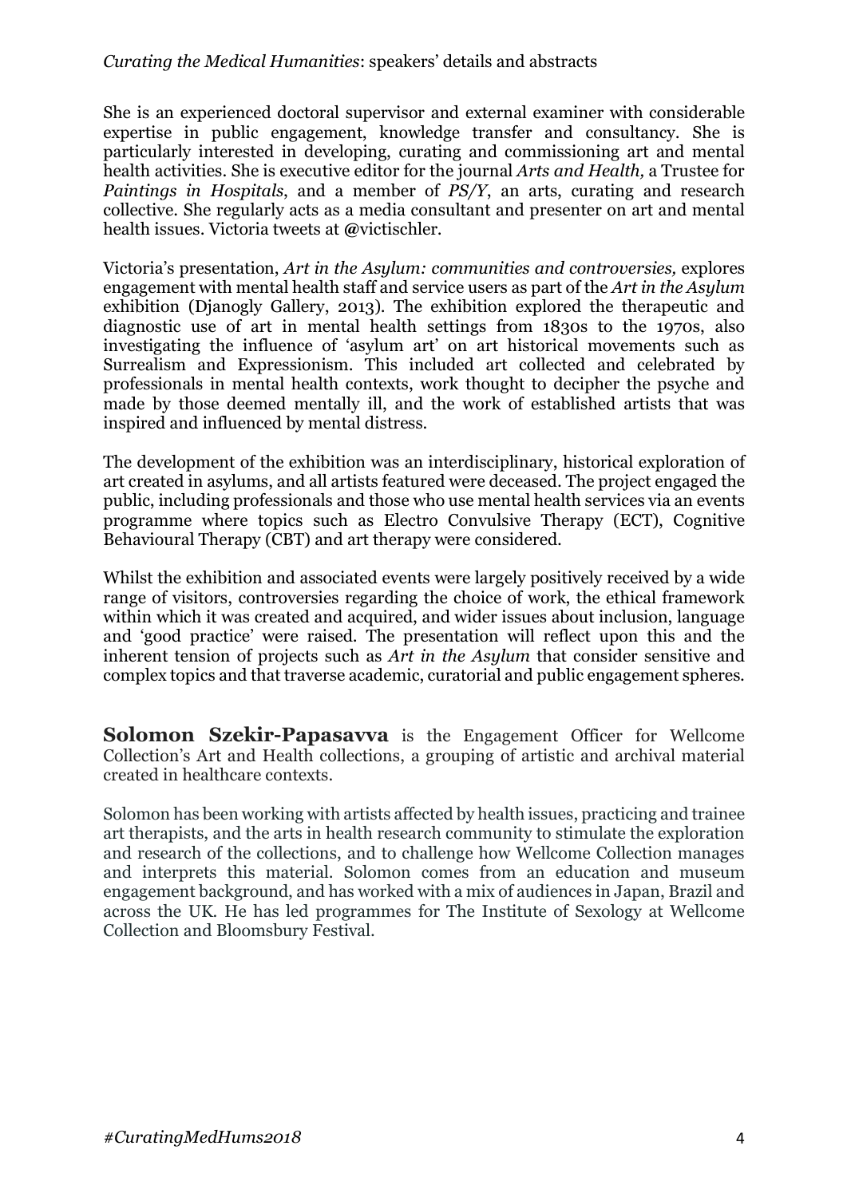She is an experienced doctoral supervisor and external examiner with considerable expertise in public engagement, knowledge transfer and consultancy. She is particularly interested in developing, curating and commissioning art and mental health activities. She is executive editor for the journal *Arts and Health,* a Trustee for *Paintings in Hospitals*, and a member of *PS/Y*, an arts, curating and research collective. She regularly acts as a media consultant and presenter on art and mental health issues. Victoria tweets at @victischler.

Victoria's presentation, *Art in the Asylum: communities and controversies,* explores engagement with mental health staff and service users as part of the *Art in the Asylum* exhibition (Djanogly Gallery, 2013). The exhibition explored the therapeutic and diagnostic use of art in mental health settings from 1830s to the 1970s, also investigating the influence of 'asylum art' on art historical movements such as Surrealism and Expressionism. This included art collected and celebrated by professionals in mental health contexts, work thought to decipher the psyche and made by those deemed mentally ill, and the work of established artists that was inspired and influenced by mental distress.

The development of the exhibition was an interdisciplinary, historical exploration of art created in asylums, and all artists featured were deceased. The project engaged the public, including professionals and those who use mental health services via an events programme where topics such as Electro Convulsive Therapy (ECT), Cognitive Behavioural Therapy (CBT) and art therapy were considered.

Whilst the exhibition and associated events were largely positively received by a wide range of visitors, controversies regarding the choice of work, the ethical framework within which it was created and acquired, and wider issues about inclusion, language and 'good practice' were raised. The presentation will reflect upon this and the inherent tension of projects such as *Art in the Asylum* that consider sensitive and complex topics and that traverse academic, curatorial and public engagement spheres.

**Solomon Szekir-Papasavva** is the Engagement Officer for Wellcome Collection's Art and Health collections, a grouping of artistic and archival material created in healthcare contexts.

Solomon has been working with artists affected by health issues, practicing and trainee art therapists, and the arts in health research community to stimulate the exploration and research of the collections, and to challenge how Wellcome Collection manages and interprets this material. Solomon comes from an education and museum engagement background, and has worked with a mix of audiences in Japan, Brazil and across the UK. He has led programmes for The Institute of Sexology at Wellcome Collection and Bloomsbury Festival.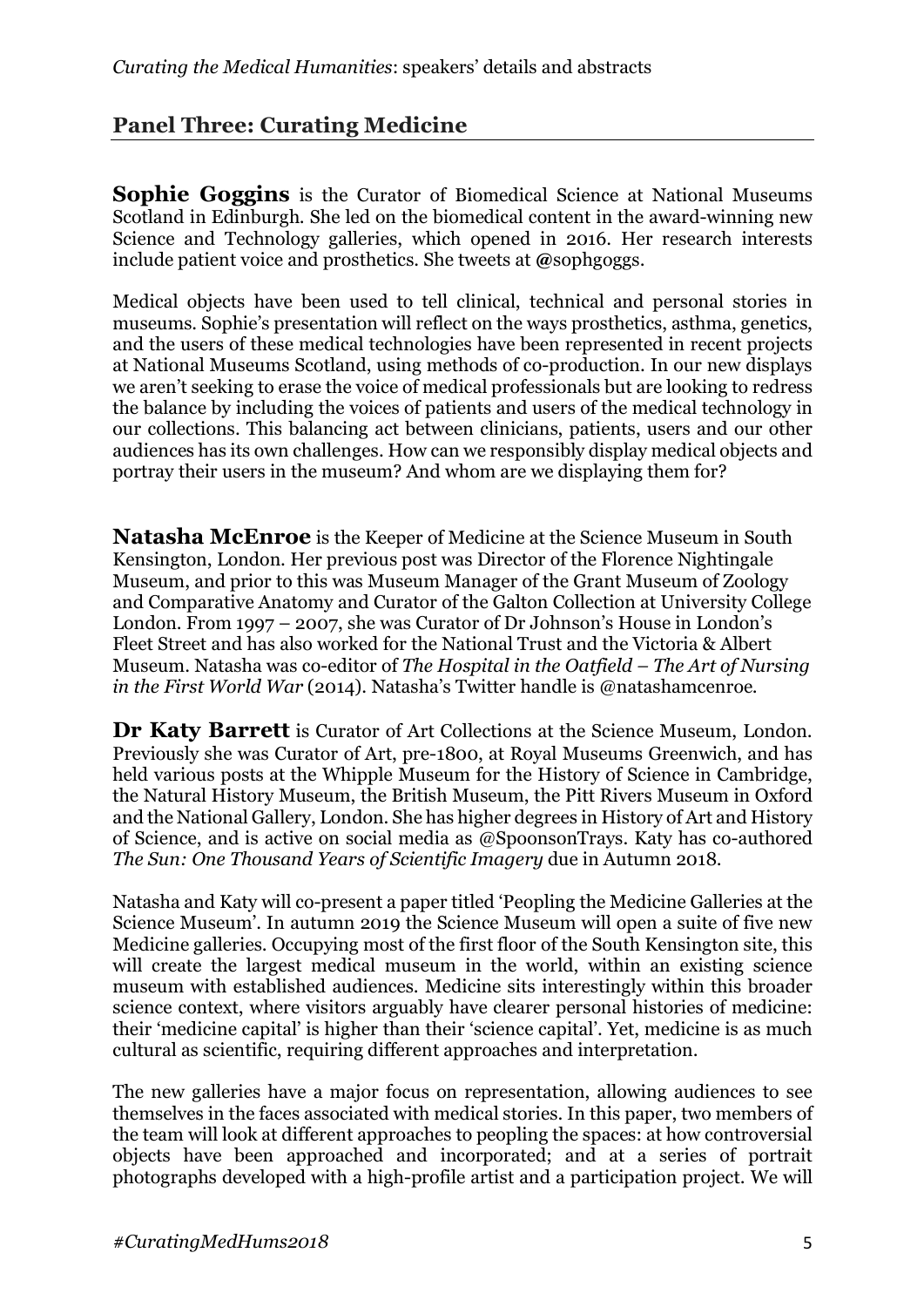## Panel Three: Curating Medicine

**Sophie Goggins** is the Curator of Biomedical Science at National Museums Scotland in Edinburgh. She led on the biomedical content in the award-winning new Science and Technology galleries, which opened in 2016. Her research interests include patient voice and prosthetics. She tweets at @sophgoggs.

Medical objects have been used to tell clinical, technical and personal stories in museums. Sophie's presentation will reflect on the ways prosthetics, asthma, genetics, and the users of these medical technologies have been represented in recent projects at National Museums Scotland, using methods of co-production. In our new displays we aren't seeking to erase the voice of medical professionals but are looking to redress the balance by including the voices of patients and users of the medical technology in our collections. This balancing act between clinicians, patients, users and our other audiences has its own challenges. How can we responsibly display medical objects and portray their users in the museum? And whom are we displaying them for?

**Natasha McEnroe** is the Keeper of Medicine at the Science Museum in South Kensington, London. Her previous post was Director of the Florence Nightingale Museum, and prior to this was Museum Manager of the Grant Museum of Zoology and Comparative Anatomy and Curator of the Galton Collection at University College London. From 1997 – 2007, she was Curator of Dr Johnson's House in London's Fleet Street and has also worked for the National Trust and the Victoria & Albert Museum. Natasha was co-editor of *The Hospital in the Oatfield – The Art of Nursing in the First World War* (2014). Natasha's Twitter handle is @natashamcenroe.

**Dr Katy Barrett** is Curator of Art Collections at the Science Museum, London. Previously she was Curator of Art, pre-1800, at Royal Museums Greenwich, and has held various posts at the Whipple Museum for the History of Science in Cambridge, the Natural History Museum, the British Museum, the Pitt Rivers Museum in Oxford and the National Gallery, London. She has higher degrees in History of Art and History of Science, and is active on social media as @SpoonsonTrays. Katy has co-authored *The Sun: One Thousand Years of Scientific Imagery* due in Autumn 2018.

Natasha and Katy will co-present a paper titled 'Peopling the Medicine Galleries at the Science Museum'. In autumn 2019 the Science Museum will open a suite of five new Medicine galleries. Occupying most of the first floor of the South Kensington site, this will create the largest medical museum in the world, within an existing science museum with established audiences. Medicine sits interestingly within this broader science context, where visitors arguably have clearer personal histories of medicine: their 'medicine capital' is higher than their 'science capital'. Yet, medicine is as much cultural as scientific, requiring different approaches and interpretation.

The new galleries have a major focus on representation, allowing audiences to see themselves in the faces associated with medical stories. In this paper, two members of the team will look at different approaches to peopling the spaces: at how controversial objects have been approached and incorporated; and at a series of portrait photographs developed with a high-profile artist and a participation project. We will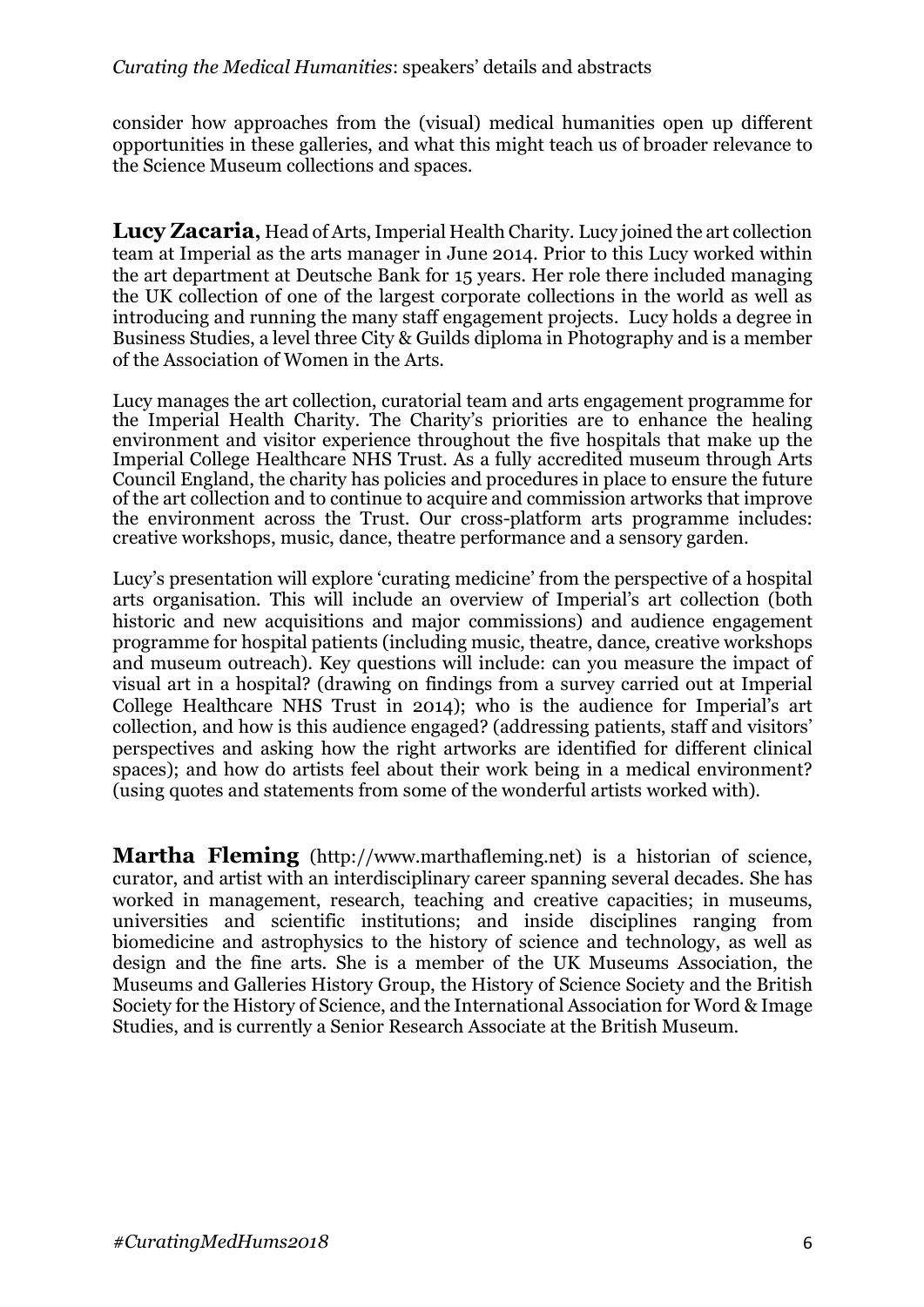consider how approaches from the (visual) medical humanities open up different opportunities in these galleries, and what this might teach us of broader relevance to the Science Museum collections and spaces.

**Lucy Zacaria,** Head of Arts, Imperial Health Charity. Lucy joined the art collection team at Imperial as the arts manager in June 2014. Prior to this Lucy worked within the art department at Deutsche Bank for 15 years. Her role there included managing the UK collection of one of the largest corporate collections in the world as well as introducing and running the many staff engagement projects. Lucy holds a degree in Business Studies, a level three City & Guilds diploma in Photography and is a member of the Association of Women in the Arts.

Lucy manages the art collection, curatorial team and arts engagement programme for the Imperial Health Charity. The Charity's priorities are to enhance the healing environment and visitor experience throughout the five hospitals that make up the Imperial College Healthcare NHS Trust. As a fully accredited museum through Arts Council England, the charity has policies and procedures in place to ensure the future of the art collection and to continue to acquire and commission artworks that improve the environment across the Trust. Our cross-platform arts programme includes: creative workshops, music, dance, theatre performance and a sensory garden.

Lucy's presentation will explore 'curating medicine' from the perspective of a hospital arts organisation. This will include an overview of Imperial's art collection (both historic and new acquisitions and major commissions) and audience engagement programme for hospital patients (including music, theatre, dance, creative workshops and museum outreach). Key questions will include: can you measure the impact of visual art in a hospital? (drawing on findings from a survey carried out at Imperial College Healthcare NHS Trust in 2014); who is the audience for Imperial's art collection, and how is this audience engaged? (addressing patients, staff and visitors' perspectives and asking how the right artworks are identified for different clinical spaces); and how do artists feel about their work being in a medical environment? (using quotes and statements from some of the wonderful artists worked with).

**Martha Fleming** (http://www.marthafleming.net) is a historian of science, curator, and artist with an interdisciplinary career spanning several decades. She has worked in management, research, teaching and creative capacities; in museums, universities and scientific institutions; and inside disciplines ranging from biomedicine and astrophysics to the history of science and technology, as well as design and the fine arts. She is a member of the UK Museums Association, the Museums and Galleries History Group, the History of Science Society and the British Society for the History of Science, and the International Association for Word & Image Studies, and is currently a Senior Research Associate at the British Museum.